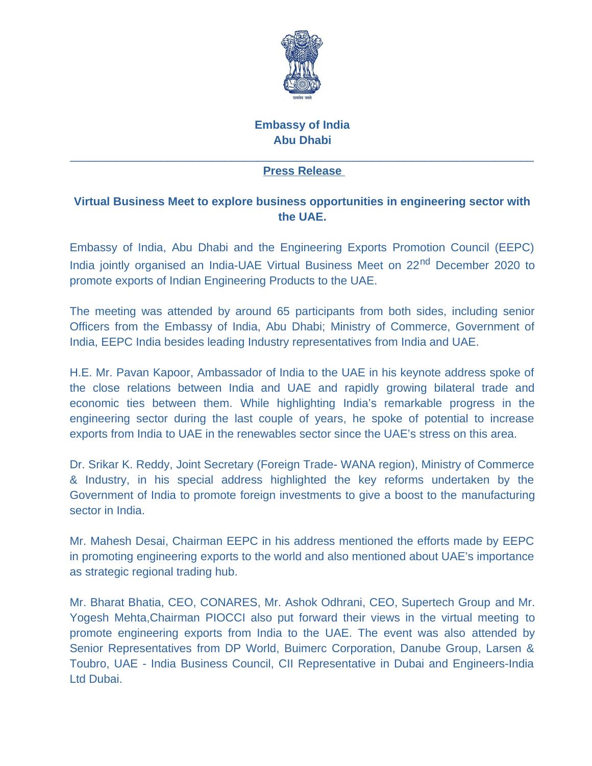**Embassy of India**
**Abu Dhabi**

---

**Press Release**

## Virtual Business Meet to explore business opportunities in engineering sector with the UAE.

Embassy of India, Abu Dhabi and the Engineering Exports Promotion Council (EEPC) India jointly organised an India-UAE Virtual Business Meet on 22nd December 2020 to promote exports of Indian Engineering Products to the UAE.

The meeting was attended by around 65 participants from both sides, including senior Officers from the Embassy of India, Abu Dhabi; Ministry of Commerce, Government of India, EEPC India besides leading Industry representatives from India and UAE.

H.E. Mr. Pavan Kapoor, Ambassador of India to the UAE in his keynote address spoke of the close relations between India and UAE and rapidly growing bilateral trade and economic ties between them. While highlighting India's remarkable progress in the engineering sector during the last couple of years, he spoke of potential to increase exports from India to UAE in the renewables sector since the UAE's stress on this area.

Dr. Srikar K. Reddy, Joint Secretary (Foreign Trade- WANA region), Ministry of Commerce & Industry, in his special address highlighted the key reforms undertaken by the Government of India to promote foreign investments to give a boost to the manufacturing sector in India.

Mr. Mahesh Desai, Chairman EEPC in his address mentioned the efforts made by EEPC in promoting engineering exports to the world and also mentioned about UAE's importance as strategic regional trading hub.

Mr. Bharat Bhatia, CEO, CONARES, Mr. Ashok Odhrani, CEO, Supertech Group and Mr. Yogesh Mehta,Chairman PIOCCI also put forward their views in the virtual meeting to promote engineering exports from India to the UAE. The event was also attended by Senior Representatives from DP World, Buimerc Corporation, Danube Group, Larsen & Toubro, UAE - India Business Council, CII Representative in Dubai and Engineers-India Ltd Dubai.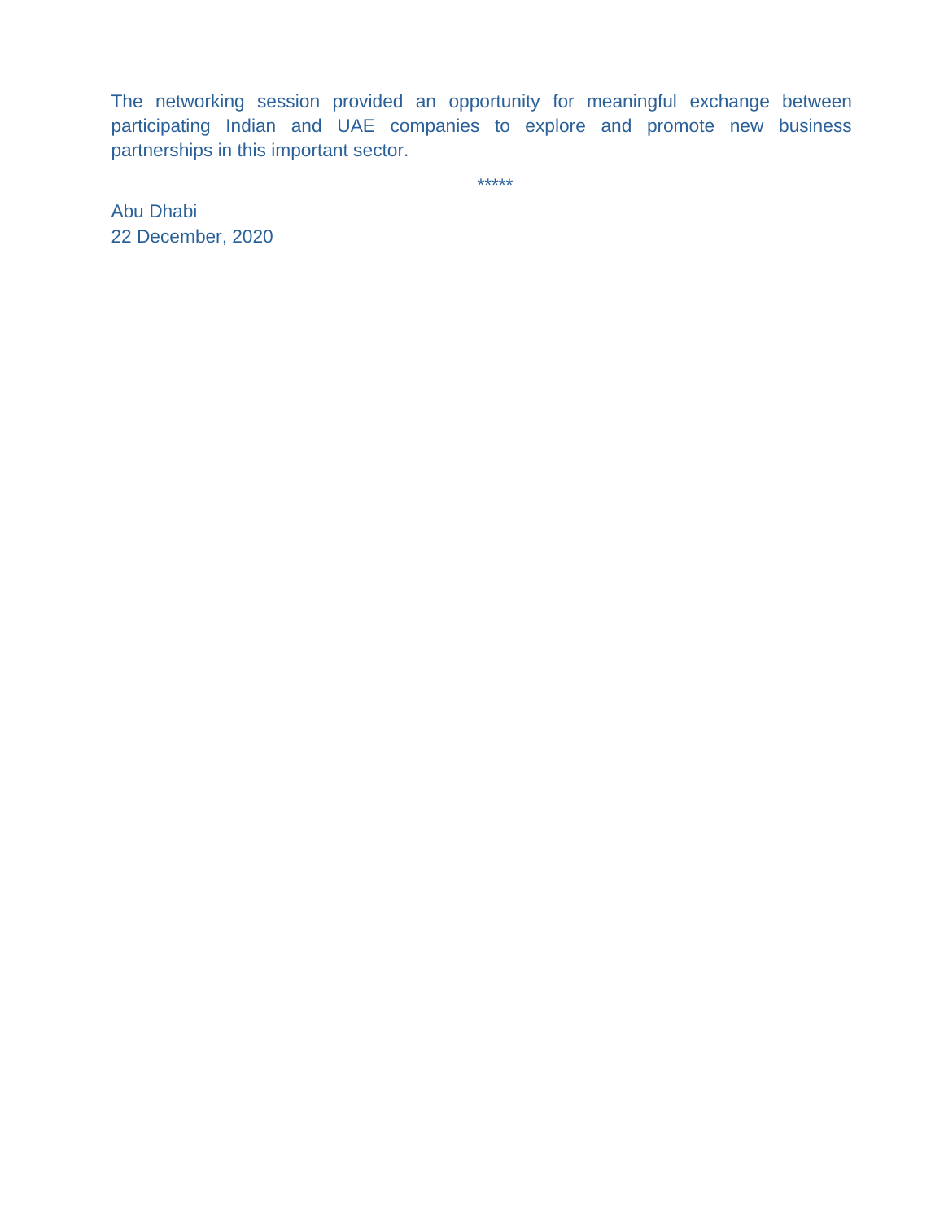The networking session provided an opportunity for meaningful exchange between participating Indian and UAE companies to explore and promote new business partnerships in this important sector.

*****

Abu Dhabi
22 December, 2020